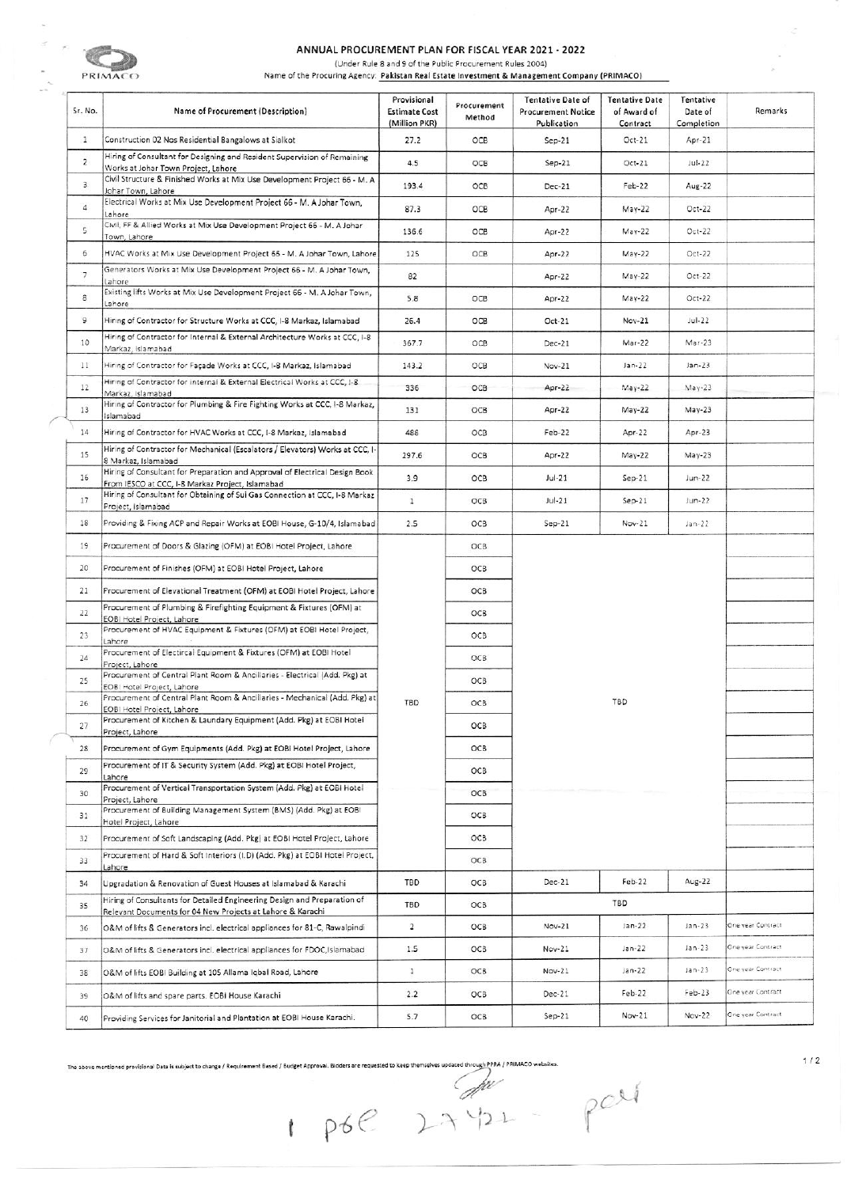PRIMACO

# ANNUAL PROCUREMENT PLAN FOR FISCAL YEAR 2021 - 2022

(Under Rule 8 and 9 of the Public Procurement Rules 2004)

Name of the Procuring Agency: **Pakistan Real Estate Investment & Management Company (PRIMACO)**

| Sr. No. | Name of Procurement (Description) | Provisional Estimate Cost (Million PKR) | Procurement Method | Tentative Date of Procurement Notice Publication | Tentative Date of Award of Contract | Tentative Date of Completion | Remarks |
|---|---|---|---|---|---|---|---|
| 1 | Construction 02 Nos Residential Bangalows at Sialkot | 27.2 | OCB | Sep-21 | Oct-21 | Apr-21 | |
| 2 | Hiring of Consultant for Designing and Resident Supervision of Remaining Works at Johar Town Project, Lahore | 4.5 | OCB | Sep-21 | Oct-21 | Jul-22 | |
| 3 | Civil Structure & Finished Works at Mix Use Development Project 66 - M. A Johar Town, Lahore | 193.4 | OCB | Dec-21 | Feb-22 | Aug-22 | |
| 4 | Electrical Works at Mix Use Development Project 66 - M. A Johar Town, Lahore | 87.3 | OCB | Apr-22 | May-22 | Oct-22 | |
| 5 | Civil, FF & Allied Works at Mix Use Development Project 66 - M. A Johar Town, Lahore | 136.6 | OCB | Apr-22 | May-22 | Oct-22 | |
| 6 | HVAC Works at Mix Use Development Project 66 - M. A Johar Town, Lahore | 125 | OCB | Apr-22 | May-22 | Oct-22 | |
| 7 | Generators Works at Mix Use Development Project 66 - M. A Johar Town, Lahore | 82 | | Apr-22 | May-22 | Oct-22 | |
| 8 | Existing lifts Works at Mix Use Development Project 66 - M. A Johar Town, Lahore | 5.8 | OCB | Apr-22 | May-22 | Oct-22 | |
| 9 | Hiring of Contractor for Structure Works at CCC, I-8 Markaz, Islamabad | 26.4 | OCB | Oct-21 | Nov-21 | Jul-22 | |
| 10 | Hiring of Contractor for Internal & External Architecture Works at CCC, I-8 Markaz, Islamabad | 367.7 | OCB | Dec-21 | Mar-22 | Mar-23 | |
| 11 | Hiring of Contractor for Façade Works at CCC, I-8 Markaz, Islamabad | 143.2 | OCB | Nov-21 | Jan-22 | Jan-23 | |
| 12 | Hiring of Contractor for Internal & External Electrical Works at CCC, I-8 Markaz, Islamabad | 336 | OCB | Apr-22 | May-22 | May-23 | |
| 13 | Hiring of Contractor for Plumbing & Fire Fighting Works at CCC, I-8 Markaz, Islamabad | 131 | OCB | Apr-22 | May-22 | May-23 | |
| 14 | Hiring of Contractor for HVAC Works at CCC, I-8 Markaz, Islamabad | 488 | OCB | Feb-22 | Apr-22 | Apr-23 | |
| 15 | Hiring of Contractor for Mechanical (Escalators / Elevators) Works at CCC, I-8 Markaz, Islamabad | 297.6 | OCB | Apr-22 | May-22 | May-23 | |
| 16 | Hiring of Consultant for Preparation and Approval of Electrical Design Book From IESCO at CCC, I-8 Markaz Project, Islamabad | 3.9 | OCB | Jul-21 | Sep-21 | Jun-22 | |
| 17 | Hiring of Consultant for Obtaining of Sui Gas Connection at CCC, I-8 Markaz Project, Islamabad | 1 | OCB | Jul-21 | Sep-21 | Jun-22 | |
| 18 | Providing & Fixing ACP and Repair Works at EOBI House, G-10/4, Islamabad | 2.5 | OCB | Sep-21 | Nov-21 | Jan-22 | |
| 19 | Procurement of Doors & Glazing (OFM) at EOBI Hotel Project, Lahore | TBD | OCB | TBD | | | |
| 20 | Procurement of Finishes (OFM) at EOBI Hotel Project, Lahore | | OCB | | | | |
| 21 | Procurement of Elevational Treatment (OFM) at EOBI Hotel Project, Lahore | | OCB | | | | |
| 22 | Procurement of Plumbing & Firefighting Equipment & Fixtures (OFM) at EOBI Hotel Project, Lahore | | OCB | | | | |
| 23 | Procurement of HVAC Equipment & Fixtures (OFM) at EOBI Hotel Project, Lahore | | OCB | | | | |
| 24 | Procurement of Electircal Equipment & Fixtures (OFM) at EOBI Hotel Project, Lahore | | OCB | | | | |
| 25 | Procurement of Central Plant Room & Ancillaries - Electrical (Add. Pkg) at EOBI Hotel Project, Lahore | | OCB | | | | |
| 26 | Procurement of Central Plant Room & Ancillaries - Mechanical (Add. Pkg) at EOBI Hotel Project, Lahore | | OCB | | | | |
| 27 | Procurement of Kitchen & Laundary Equipment (Add. Pkg) at EOBI Hotel Project, Lahore | | OCB | | | | |
| 28 | Procurement of Gym Equipments (Add. Pkg) at EOBI Hotel Project, Lahore | | OCB | | | | |
| 29 | Procurement of IT & Security System (Add. Pkg) at EOBI Hotel Project, Lahore | | OCB | | | | |
| 30 | Procurement of Vertical Transportation System (Add. Pkg) at EOBI Hotel Project, Lahore | | OCB | | | | |
| 31 | Procurement of Building Management System (BMS) (Add. Pkg) at EOBI Hotel Project, Lahore | | OCB | | | | |
| 32 | Procurement of Soft Landscaping (Add. Pkg) at EOBI Hotel Project, Lahore | | OCB | | | | |
| 33 | Procurement of Hard & Soft Interiors (I.D) (Add. Pkg) at EOBI Hotel Project, Lahore | | OCB | | | | |
| 34 | Upgradation & Renovation of Guest Houses at Islamabad & Karachi | TBD | OCB | Dec-21 | Feb-22 | Aug-22 | |
| 35 | Hiring of Consultants for Detailed Engineering Design and Preparation of Relevant Documents for 04 New Projects at Lahore & Karachi | TBD | OCB | TBD | | | |
| 36 | O&M of lifts & Generators incl. electrical appliances for 81-C, Rawalpindi | 2 | OCB | Nov-21 | Jan-22 | Jan-23 | One year Contract |
| 37 | O&M of lifts & Generators incl. electrical appliances for FDOC,Islamabad | 1.5 | OCB | Nov-21 | Jan-22 | Jan-23 | One year Contract |
| 38 | O&M of lifts EOBI Building at 105 Allama Iqbal Road, Lahore | 1 | OCB | Nov-21 | Jan-22 | Jan-23 | One year Contract |
| 39 | O&M of lifts and spare parts. EOBI House Karachi | 2.2 | OCB | Dec-21 | Feb-22 | Feb-23 | One year Contract |
| 40 | Providing Services for Janitorial and Plantation at EOBI House Karachi. | 5.7 | OCB | Sep-21 | Nov-21 | Nov-22 | One year Contract |

The above mentioned provisional Data is subject to change / Requirement Based / Budget Approval. Bidders are requested to keep themselves updated through PPRA / PRIMACO websites.

1 p6e 27/12 - post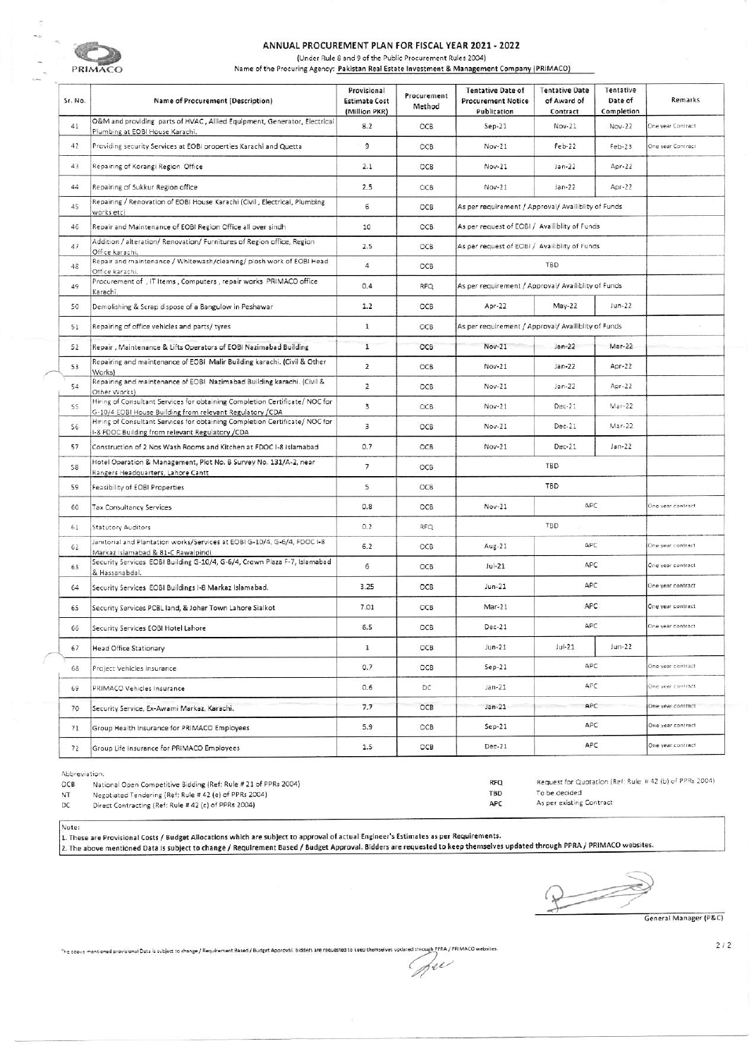PRIMACO

# ANNUAL PROCUREMENT PLAN FOR FISCAL YEAR 2021 - 2022

(Under Rule 8 and 9 of the Public Procurement Rules 2004)

Name of the Procuring Agency: Pakistan Real Estate Investment & Management Company (PRIMACO)

| Sr. No. | Name of Procurement (Description) | Provisional Estimate Cost (Million PKR) | Procurement Method | Tentative Date of Procurement Notice Publication | Tentative Date of Award of Contract | Tentative Date of Completion | Remarks |
|---|---|---|---|---|---|---|---|
| 41 | O&M and providing parts of HVAC, Allied Equipment, Generator, Electrical Plumbing at EOBI House Karachi. | 8.2 | OCB | Sep-21 | Nov-21 | Nov-22 | One year Contract |
| 42 | Providing security Services at EOBI properties Karachi and Quetta | 9 | OCB | Nov-21 | Feb-22 | Feb-23 | One year Contract |
| 43 | Repairing of Korangi Region Office | 2.1 | OCB | Nov-21 | Jan-22 | Apr-22 | |
| 44 | Repairing of Sukkur Region office | 2.5 | OCB | Nov-21 | Jan-22 | Apr-22 | |
| 45 | Repairing / Renovation of EOBI House Karachi (Civil , Electrical, Plumbing works etc) | 6 | OCB | As per requirement / Approval/ Availiblity of Funds | | | |
| 46 | Repair and Maintenance of EOBI Region Office all over sindh | 10 | OCB | As per request of EOBI / Availiblity of Funds | | | |
| 47 | Addition / alteration/ Renovation/ Furnitures of Region office, Region Office karachi. | 2.5 | OCB | As per request of EOBI / Availiblity of Funds | | | |
| 48 | Repair and maintenance / Whitewash/cleaning/ plosh work of EOBI Head Office karachi. | 4 | OCB | TBD | | | |
| 49 | Procurement of , IT Items , Computers , repair works PRIMACO office Karachi | 0.4 | RFQ | As per requirement / Approval/ Availiblity of Funds | | | |
| 50 | Demolishing & Scrap dispose of a Bangulow in Peshawar | 1.2 | OCB | Apr-22 | May-22 | Jun-22 | |
| 51 | Repairing of office vehicles and parts/ tyres | 1 | OCB | As per requirement / Approval/ Availiblity of Funds | | | |
| 52 | Repair , Maintenance & Lifts Operators of EOBI Nazimabad Building | 1 | OCB | Nov-21 | Jan-22 | Mar-22 | |
| 53 | Repairing and maintenance of EOBI Malir Building karachi. (Civil & Other Works) | 2 | OCB | Nov-21 | Jan-22 | Apr-22 | |
| 54 | Repairing and maintenance of EOBI Nazimabad Building karachi. (Civil & Other Works) | 2 | OCB | Nov-21 | Jan-22 | Apr-22 | |
| 55 | Hiring of Consultant Services for obtaining Completion Certificate/ NOC for G-10/4 EOBI House Building from relevant Regulatory /CDA | 3 | OCB | Nov-21 | Dec-21 | Mar-22 | |
| 56 | Hiring of Consultant Services for obtaining Completion Certificate/ NOC for I-8 FDOC Building from relevant Regulatory /CDA | 3 | OCB | Nov-21 | Dec-21 | Mar-22 | |
| 57 | Construction of 2 Nos Wash Rooms and Kitchen at FDOC I-8 Islamabad | 0.7 | OCB | Nov-21 | Dec-21 | Jan-22 | |
| 58 | Hotel Operation & Management, Plot No. B Survey No. 131/A-2, near Rangers Headquarters, Lahore Cantt | 7 | OCB | TBD | | | |
| 59 | Feasibility of EOBI Properties | 5 | OCB | TBD | | | |
| 60 | Tax Consultancy Services | 0.8 | OCB | Nov-21 | APC | | One year contract |
| 61 | Statutory Auditors | 0.2 | RFQ | TBD | | | |
| 62 | Janitorial and Plantation works/Services at EOBI G-10/4, G-6/4, FDOC I-8 Markaz Islamabad & 81-C Rawalpindi | 6.2 | OCB | Aug-21 | APC | | One year contract |
| 63 | Security Services EOBI Building G-10/4, G-6/4, Crown Plaza F-7, Islamabad & Hassanabdal. | 6 | OCB | Jul-21 | APC | | One year contract |
| 64 | Security Services EOBI Buildings I-8 Markaz Islamabad. | 3.25 | OCB | Jun-21 | APC | | One year contract |
| 65 | Security Services PCBL land, & Johar Town Lahore Sialkot | 7.01 | OCB | Mar-21 | APC | | One year contract |
| 66 | Security Services EOBI Hotel Lahore | 6.5 | OCB | Dec-21 | APC | | One year contract |
| 67 | Head Office Stationary | 1 | OCB | Jun-21 | Jul-21 | Jun-22 | |
| 68 | Project Vehicles Insurance | 0.7 | OCB | Sep-21 | APC | | One year contract |
| 69 | PRIMACO Vehicles Insurance | 0.6 | DC | Jan-21 | APC | | One year contract |
| 70 | Security Service, Ex-Awami Markaz, Karachi. | 7.7 | OCB | Jan-21 | APC | | One year contract |
| 71 | Group Health Insurance for PRIMACO Employees | 5.9 | OCB | Sep-21 | APC | | One year contract |
| 72 | Group Life Insurance for PRIMACO Employees | 1.5 | OCB | Dec-21 | APC | | One year contract |

Abbreviation:

- OCB National Open Competitive Bidding (Ref: Rule # 21 of PPRs 2004)
- NT Negotiated Tendering (Ref: Rule # 42 (e) of PPRs 2004)
- DC Direct Contracting (Ref: Rule # 42 (c) of PPRs 2004)
- RFQ Request for Quotation (Ref: Rule # 42 (b) of PPRs 2004)
- TBD To be decided
- APC As per existing Contract

Note:

1. These are Provisional Costs / Budget Allocations which are subject to approval of actual Engineer's Estimates as per Requirements.
2. The above mentioned Data is subject to change / Requirement Based / Budget Approval. Bidders are requested to keep themselves updated through PPRA / PRIMACO websites.

General Manager (P&C)

The above mentioned provisional Data is subject to change / Requirement Based / Budget Approval. Bidders are requested to keep themselves updated through PPRA / PRIMACO websites.